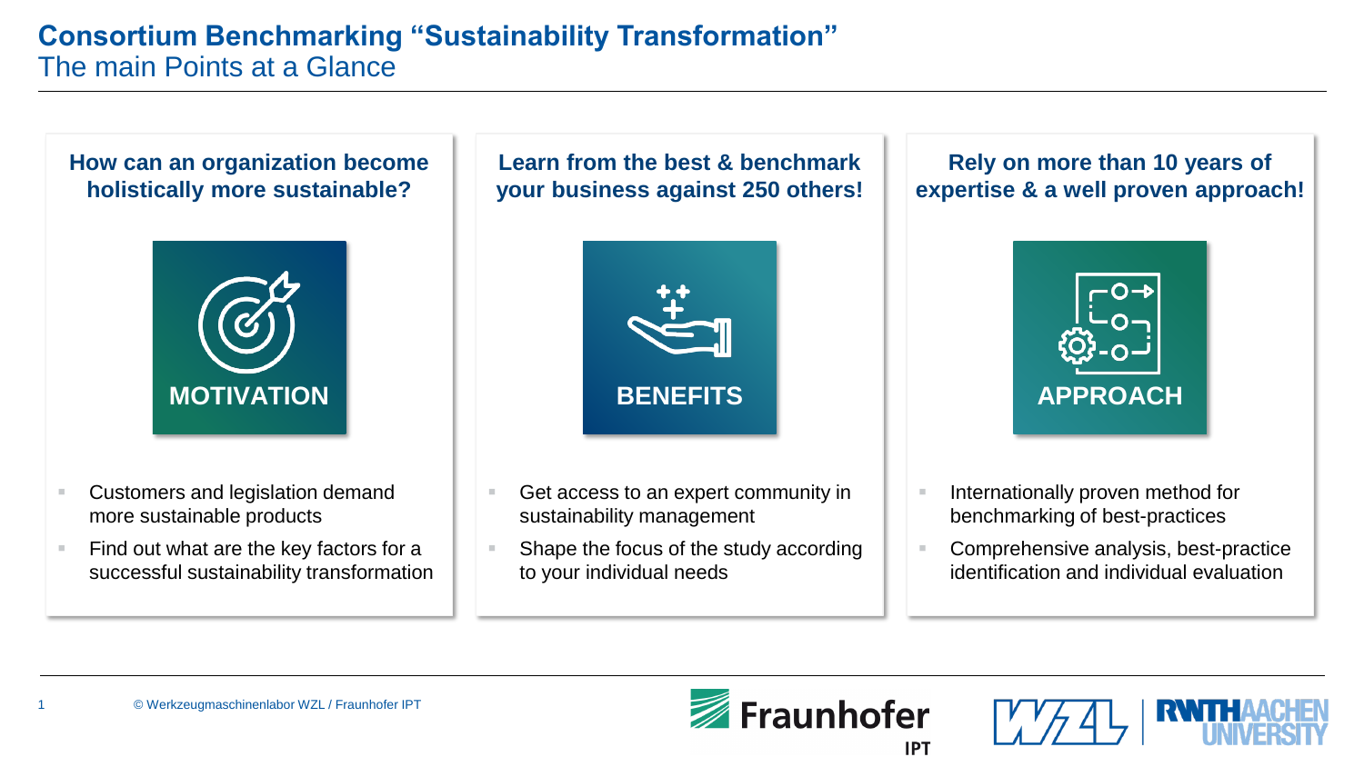# Consortium Benchmarking "Sustainability Transformation"

## The main Points at a Glance

### How can an organization become holistically more sustainable?

**MOTIVATION**

- Customers and legislation demand more sustainable products
- Find out what are the key factors for a successful sustainability transformation

### Learn from the best & benchmark your business against 250 others!

**BENEFITS**

- Get access to an expert community in sustainability management
- Shape the focus of the study according to your individual needs

### Rely on more than 10 years of expertise & a well proven approach!

**APPROACH**

- Internationally proven method for benchmarking of best-practices
- Comprehensive analysis, best-practice identification and individual evaluation

© Werkzeugmaschinenlabor WZL / Fraunhofer IPT

Fraunhofer IPT | WZL | RWTH AACHEN UNIVERSITY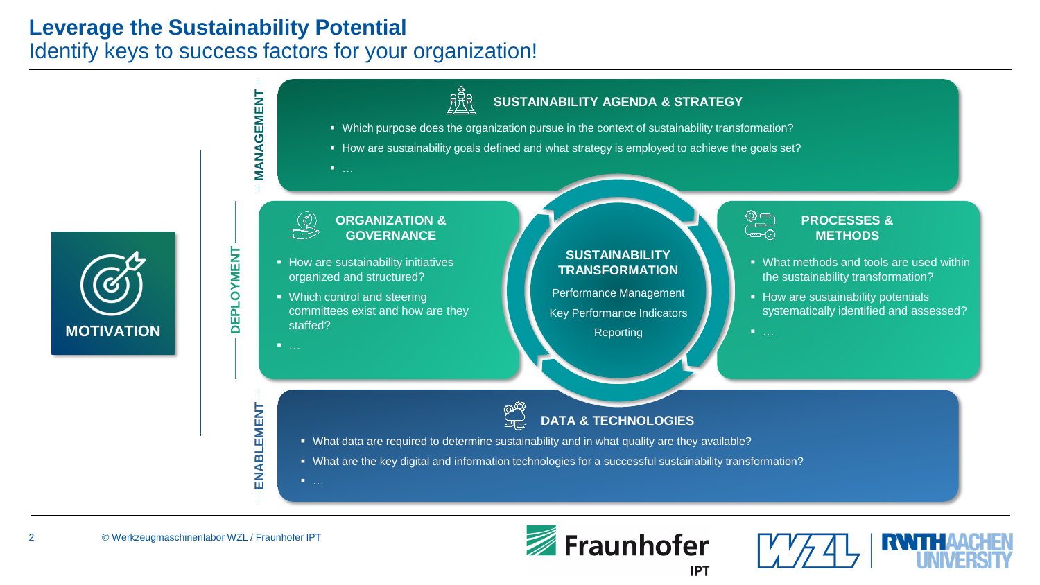# Leverage the Sustainability Potential

## Identify keys to success factors for your organization!

**MOTIVATION**

**MANAGEMENT**

### SUSTAINABILITY AGENDA & STRATEGY

- Which purpose does the organization pursue in the context of sustainability transformation?
- How are sustainability goals defined and what strategy is employed to achieve the goals set?
- …

**DEPLOYMENT**

### ORGANIZATION & GOVERNANCE

- How are sustainability initiatives organized and structured?
- Which control and steering committees exist and how are they staffed?
- …

### SUSTAINABILITY TRANSFORMATION

Performance Management

Key Performance Indicators

Reporting

### PROCESSES & METHODS

- What methods and tools are used within the sustainability transformation?
- How are sustainability potentials systematically identified and assessed?
- …

**ENABLEMENT**

### DATA & TECHNOLOGIES

- What data are required to determine sustainability and in what quality are they available?
- What are the key digital and information technologies for a successful sustainability transformation?
- …

© Werkzeugmaschinenlabor WZL / Fraunhofer IPT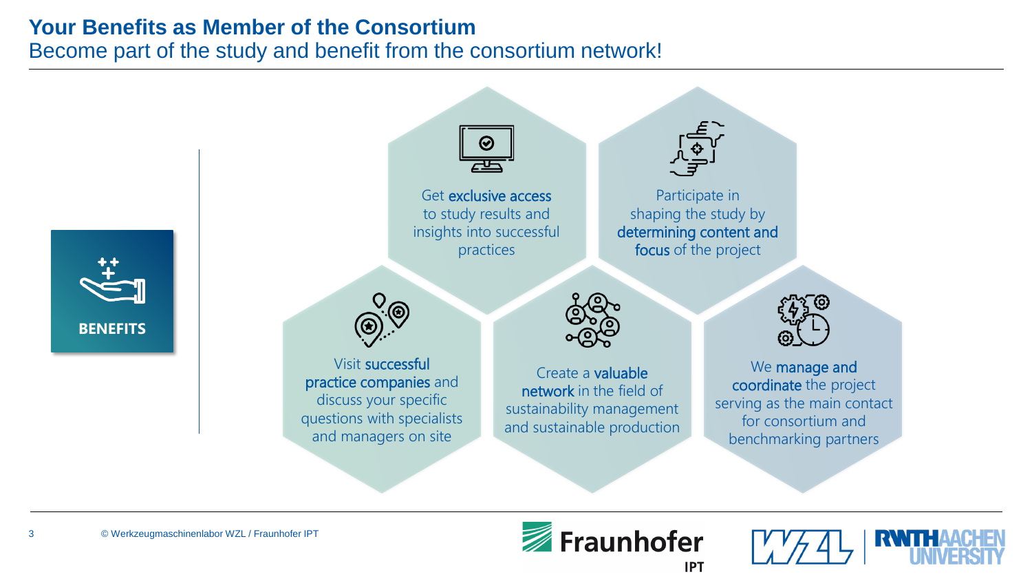# Your Benefits as Member of the Consortium

Become part of the study and benefit from the consortium network!

**BENEFITS**

- Get **exclusive access** to study results and insights into successful practices
- Participate in shaping the study by **determining content and focus** of the project
- Visit **successful practice companies** and discuss your specific questions with specialists and managers on site
- Create a **valuable network** in the field of sustainability management and sustainable production
- We **manage and coordinate** the project serving as the main contact for consortium and benchmarking partners

© Werkzeugmaschinenlabor WZL / Fraunhofer IPT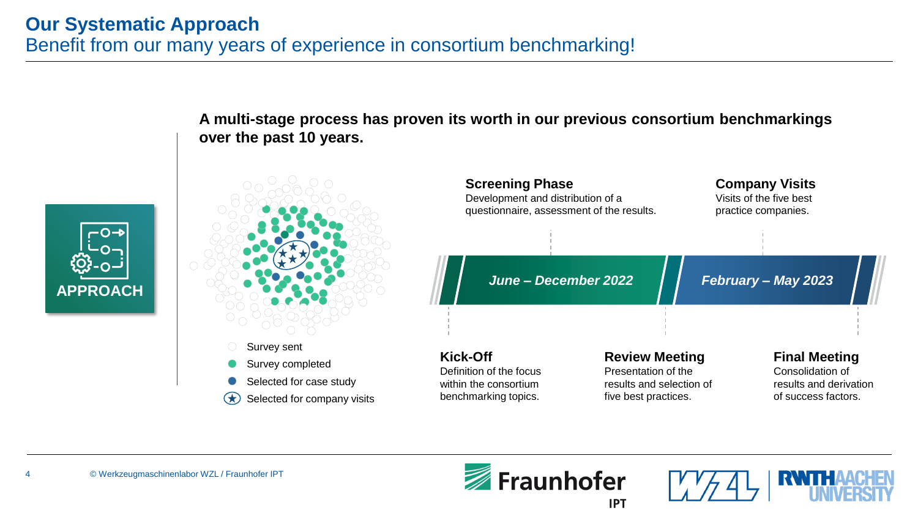# Our Systematic Approach

## Benefit from our many years of experience in consortium benchmarking!

APPROACH

**A multi-stage process has proven its worth in our previous consortium benchmarkings over the past 10 years.**

- Survey sent
- Survey completed
- Selected for case study
- Selected for company visits

**Screening Phase**
Development and distribution of a questionnaire, assessment of the results.

**Company Visits**
Visits of the five best practice companies.

*June – December 2022*

*February – May 2023*

**Kick-Off**
Definition of the focus within the consortium benchmarking topics.

**Review Meeting**
Presentation of the results and selection of five best practices.

**Final Meeting**
Consolidation of results and derivation of success factors.

© Werkzeugmaschinenlabor WZL / Fraunhofer IPT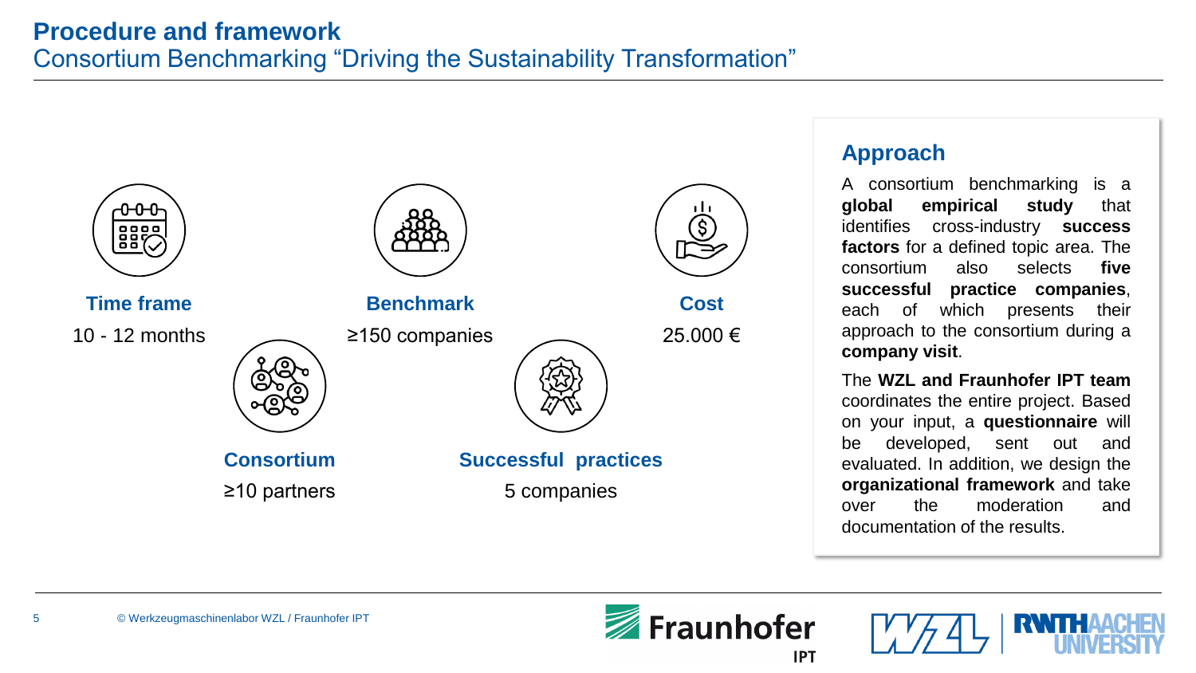# Procedure and framework

## Consortium Benchmarking "Driving the Sustainability Transformation"

**Time frame**
10 - 12 months

**Benchmark**
≥150 companies

**Cost**
25.000 €

**Consortium**
≥10 partners

**Successful practices**
5 companies

### Approach

A consortium benchmarking is a **global empirical study** that identifies cross-industry **success factors** for a defined topic area. The consortium also selects **five successful practice companies**, each of which presents their approach to the consortium during a **company visit**.

The **WZL and Fraunhofer IPT team** coordinates the entire project. Based on your input, a **questionnaire** will be developed, sent out and evaluated. In addition, we design the **organizational framework** and take over the moderation and documentation of the results.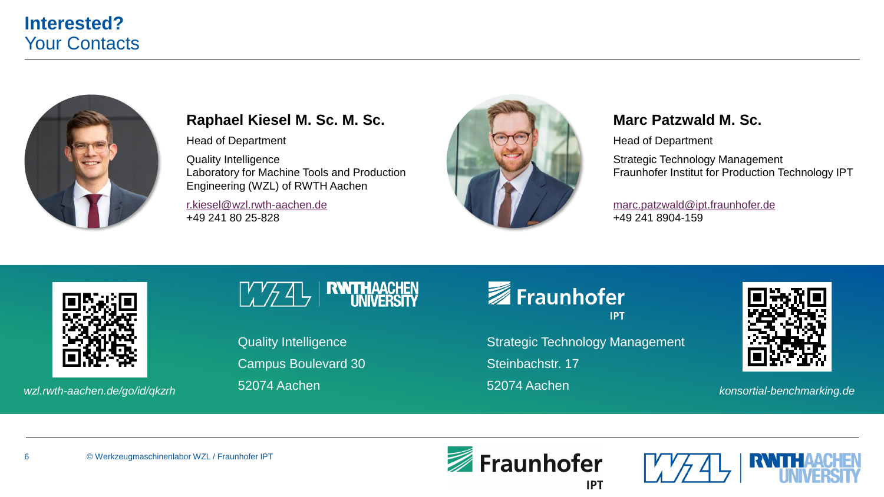# Interested?
Your Contacts

**Raphael Kiesel M. Sc. M. Sc.**

Head of Department

Quality Intelligence
Laboratory for Machine Tools and Production Engineering (WZL) of RWTH Aachen

r.kiesel@wzl.rwth-aachen.de
+49 241 80 25-828

**Marc Patzwald M. Sc.**

Head of Department

Strategic Technology Management
Fraunhofer Institut for Production Technology IPT

marc.patzwald@ipt.fraunhofer.de
+49 241 8904-159

*wzl.rwth-aachen.de/go/id/qkzrh*

Quality Intelligence
Campus Boulevard 30
52074 Aachen

Strategic Technology Management
Steinbachstr. 17
52074 Aachen

*konsortial-benchmarking.de*

© Werkzeugmaschinenlabor WZL / Fraunhofer IPT